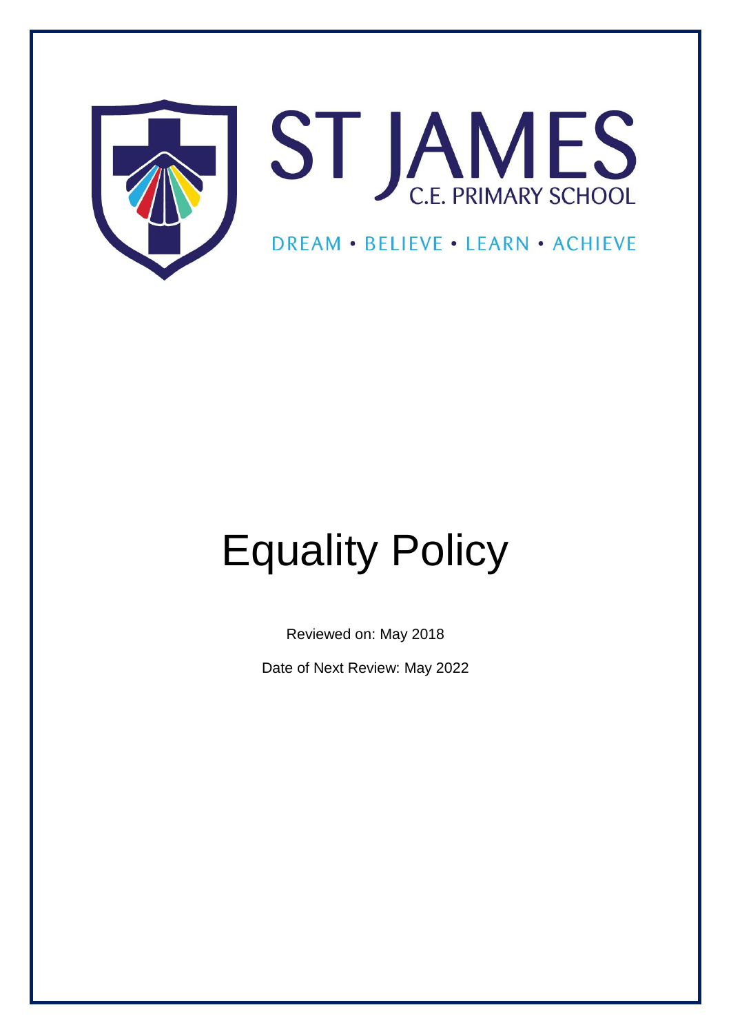ST JAMES C.E. PRIMARY SCHOOL

DREAM • BELIEVE • LEARN • ACHIEVE

# Equality Policy

Reviewed on: May 2018

Date of Next Review: May 2022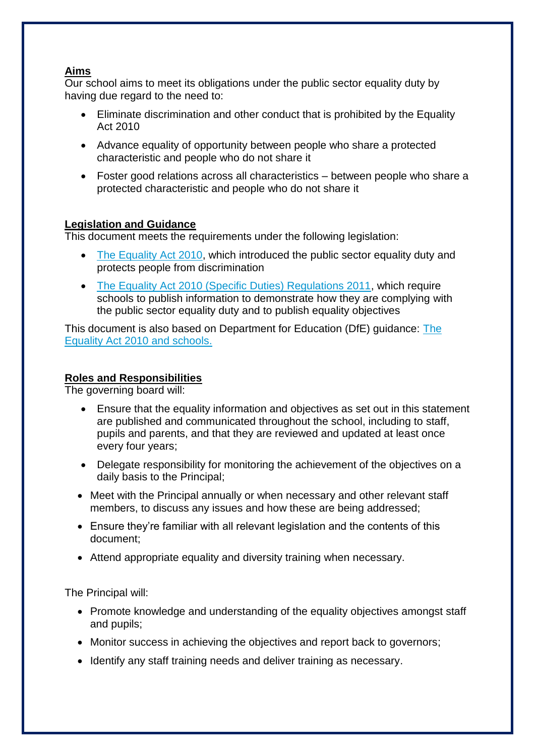## Aims

Our school aims to meet its obligations under the public sector equality duty by having due regard to the need to:

- Eliminate discrimination and other conduct that is prohibited by the Equality Act 2010
- Advance equality of opportunity between people who share a protected characteristic and people who do not share it
- Foster good relations across all characteristics – between people who share a protected characteristic and people who do not share it

## Legislation and Guidance

This document meets the requirements under the following legislation:

- The Equality Act 2010, which introduced the public sector equality duty and protects people from discrimination
- The Equality Act 2010 (Specific Duties) Regulations 2011, which require schools to publish information to demonstrate how they are complying with the public sector equality duty and to publish equality objectives

This document is also based on Department for Education (DfE) guidance: The Equality Act 2010 and schools.

## Roles and Responsibilities

The governing board will:

- Ensure that the equality information and objectives as set out in this statement are published and communicated throughout the school, including to staff, pupils and parents, and that they are reviewed and updated at least once every four years;
- Delegate responsibility for monitoring the achievement of the objectives on a daily basis to the Principal;
- Meet with the Principal annually or when necessary and other relevant staff members, to discuss any issues and how these are being addressed;
- Ensure they're familiar with all relevant legislation and the contents of this document;
- Attend appropriate equality and diversity training when necessary.

The Principal will:

- Promote knowledge and understanding of the equality objectives amongst staff and pupils;
- Monitor success in achieving the objectives and report back to governors;
- Identify any staff training needs and deliver training as necessary.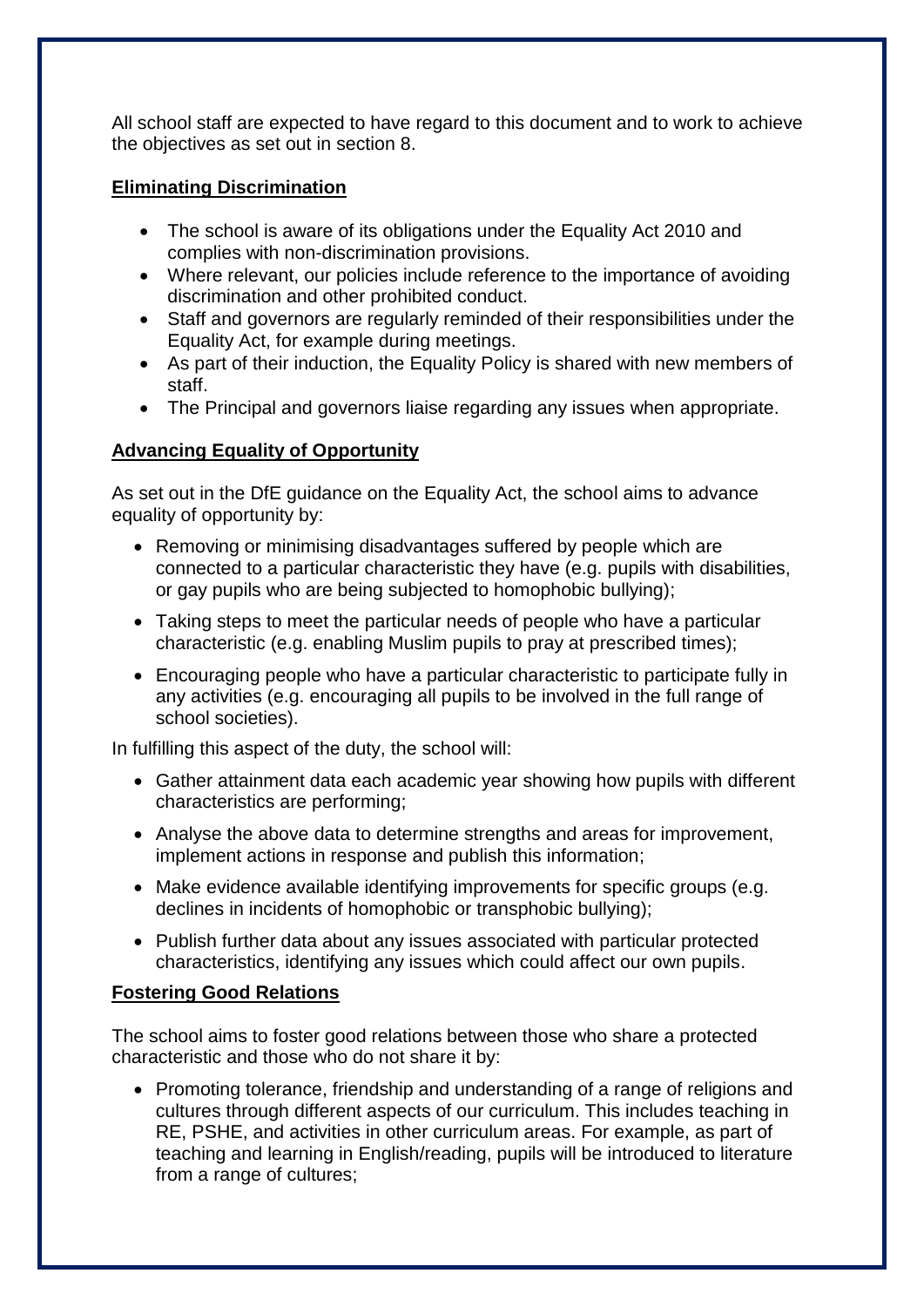All school staff are expected to have regard to this document and to work to achieve the objectives as set out in section 8.

**Eliminating Discrimination**

- The school is aware of its obligations under the Equality Act 2010 and complies with non-discrimination provisions.
- Where relevant, our policies include reference to the importance of avoiding discrimination and other prohibited conduct.
- Staff and governors are regularly reminded of their responsibilities under the Equality Act, for example during meetings.
- As part of their induction, the Equality Policy is shared with new members of staff.
- The Principal and governors liaise regarding any issues when appropriate.

**Advancing Equality of Opportunity**

As set out in the DfE guidance on the Equality Act, the school aims to advance equality of opportunity by:

- Removing or minimising disadvantages suffered by people which are connected to a particular characteristic they have (e.g. pupils with disabilities, or gay pupils who are being subjected to homophobic bullying);
- Taking steps to meet the particular needs of people who have a particular characteristic (e.g. enabling Muslim pupils to pray at prescribed times);
- Encouraging people who have a particular characteristic to participate fully in any activities (e.g. encouraging all pupils to be involved in the full range of school societies).

In fulfilling this aspect of the duty, the school will:

- Gather attainment data each academic year showing how pupils with different characteristics are performing;
- Analyse the above data to determine strengths and areas for improvement, implement actions in response and publish this information;
- Make evidence available identifying improvements for specific groups (e.g. declines in incidents of homophobic or transphobic bullying);
- Publish further data about any issues associated with particular protected characteristics, identifying any issues which could affect our own pupils.

**Fostering Good Relations**

The school aims to foster good relations between those who share a protected characteristic and those who do not share it by:

- Promoting tolerance, friendship and understanding of a range of religions and cultures through different aspects of our curriculum. This includes teaching in RE, PSHE, and activities in other curriculum areas. For example, as part of teaching and learning in English/reading, pupils will be introduced to literature from a range of cultures;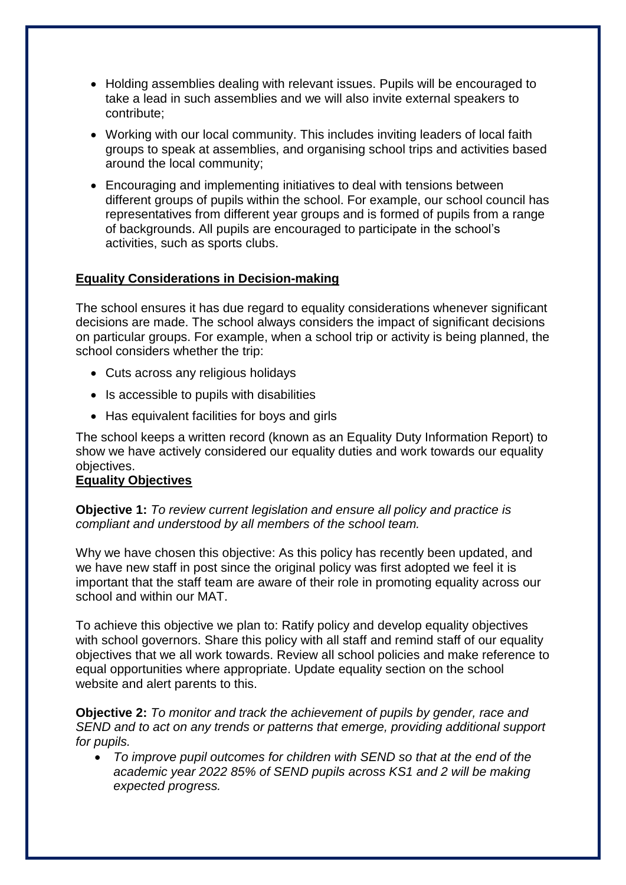- Holding assemblies dealing with relevant issues. Pupils will be encouraged to take a lead in such assemblies and we will also invite external speakers to contribute;
- Working with our local community. This includes inviting leaders of local faith groups to speak at assemblies, and organising school trips and activities based around the local community;
- Encouraging and implementing initiatives to deal with tensions between different groups of pupils within the school. For example, our school council has representatives from different year groups and is formed of pupils from a range of backgrounds. All pupils are encouraged to participate in the school's activities, such as sports clubs.

## Equality Considerations in Decision-making

The school ensures it has due regard to equality considerations whenever significant decisions are made. The school always considers the impact of significant decisions on particular groups. For example, when a school trip or activity is being planned, the school considers whether the trip:

- Cuts across any religious holidays
- Is accessible to pupils with disabilities
- Has equivalent facilities for boys and girls

The school keeps a written record (known as an Equality Duty Information Report) to show we have actively considered our equality duties and work towards our equality objectives.

## Equality Objectives

**Objective 1:** *To review current legislation and ensure all policy and practice is compliant and understood by all members of the school team.*

Why we have chosen this objective: As this policy has recently been updated, and we have new staff in post since the original policy was first adopted we feel it is important that the staff team are aware of their role in promoting equality across our school and within our MAT.

To achieve this objective we plan to: Ratify policy and develop equality objectives with school governors. Share this policy with all staff and remind staff of our equality objectives that we all work towards. Review all school policies and make reference to equal opportunities where appropriate. Update equality section on the school website and alert parents to this.

**Objective 2:** *To monitor and track the achievement of pupils by gender, race and SEND and to act on any trends or patterns that emerge, providing additional support for pupils.*

- *To improve pupil outcomes for children with SEND so that at the end of the academic year 2022 85% of SEND pupils across KS1 and 2 will be making expected progress.*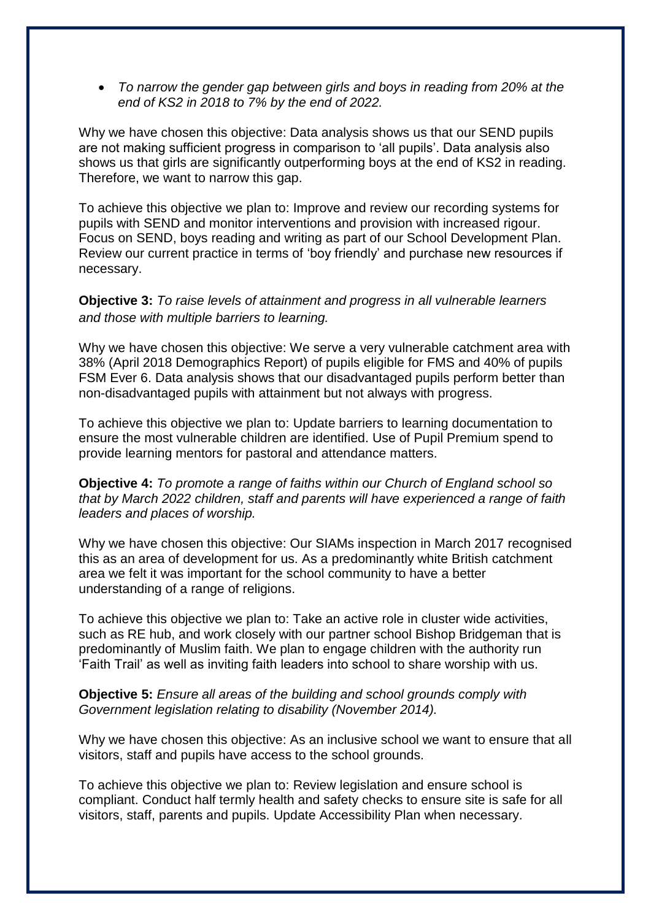- *To narrow the gender gap between girls and boys in reading from 20% at the end of KS2 in 2018 to 7% by the end of 2022.*

Why we have chosen this objective: Data analysis shows us that our SEND pupils are not making sufficient progress in comparison to 'all pupils'. Data analysis also shows us that girls are significantly outperforming boys at the end of KS2 in reading. Therefore, we want to narrow this gap.

To achieve this objective we plan to: Improve and review our recording systems for pupils with SEND and monitor interventions and provision with increased rigour. Focus on SEND, boys reading and writing as part of our School Development Plan. Review our current practice in terms of 'boy friendly' and purchase new resources if necessary.

**Objective 3:** *To raise levels of attainment and progress in all vulnerable learners and those with multiple barriers to learning.*

Why we have chosen this objective: We serve a very vulnerable catchment area with 38% (April 2018 Demographics Report) of pupils eligible for FMS and 40% of pupils FSM Ever 6. Data analysis shows that our disadvantaged pupils perform better than non-disadvantaged pupils with attainment but not always with progress.

To achieve this objective we plan to: Update barriers to learning documentation to ensure the most vulnerable children are identified. Use of Pupil Premium spend to provide learning mentors for pastoral and attendance matters.

**Objective 4:** *To promote a range of faiths within our Church of England school so that by March 2022 children, staff and parents will have experienced a range of faith leaders and places of worship.*

Why we have chosen this objective: Our SIAMs inspection in March 2017 recognised this as an area of development for us. As a predominantly white British catchment area we felt it was important for the school community to have a better understanding of a range of religions.

To achieve this objective we plan to: Take an active role in cluster wide activities, such as RE hub, and work closely with our partner school Bishop Bridgeman that is predominantly of Muslim faith. We plan to engage children with the authority run 'Faith Trail' as well as inviting faith leaders into school to share worship with us.

**Objective 5:** *Ensure all areas of the building and school grounds comply with Government legislation relating to disability (November 2014).*

Why we have chosen this objective: As an inclusive school we want to ensure that all visitors, staff and pupils have access to the school grounds.

To achieve this objective we plan to: Review legislation and ensure school is compliant. Conduct half termly health and safety checks to ensure site is safe for all visitors, staff, parents and pupils. Update Accessibility Plan when necessary.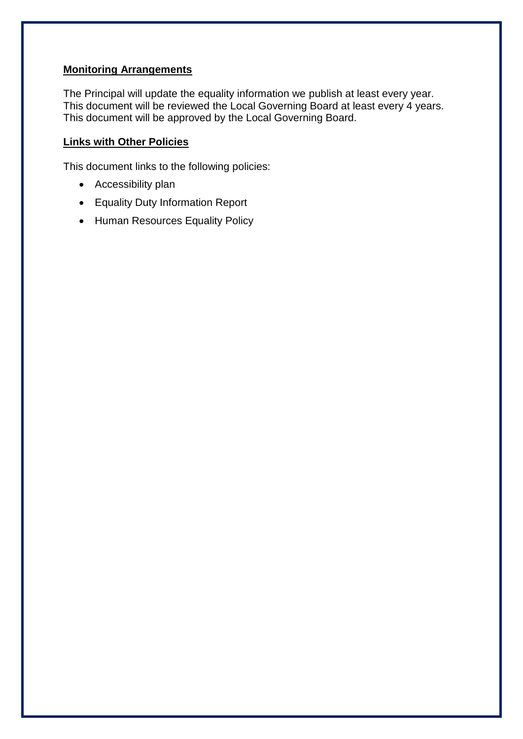## Monitoring Arrangements

The Principal will update the equality information we publish at least every year. This document will be reviewed the Local Governing Board at least every 4 years. This document will be approved by the Local Governing Board.

## Links with Other Policies

This document links to the following policies:

- Accessibility plan
- Equality Duty Information Report
- Human Resources Equality Policy